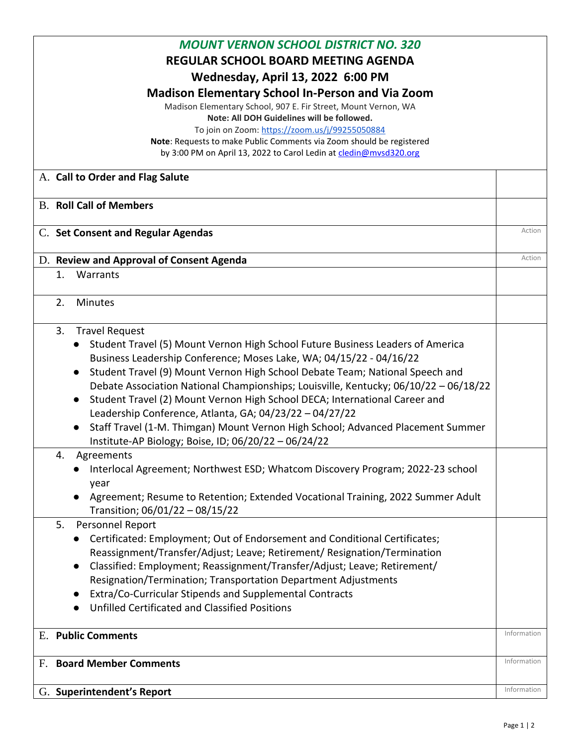# *MOUNT VERNON SCHOOL DISTRICT NO. 320*

## REGULAR SCHOOL BOARD MEETING AGENDA

### Wednesday, April 13, 2022 6:00 PM

### Madison Elementary School In-Person and Via Zoom

Madison Elementary School, 907 E. Fir Street, Mount Vernon, WA

**Note: All DOH Guidelines will be followed.**

To join on Zoom: https://zoom.us/j/99255050884

**Note**: Requests to make Public Comments via Zoom should be registered by 3:00 PM on April 13, 2022 to Carol Ledin at cledin@mvsd320.org

| Item | |
|---|---|
| A. **Call to Order and Flag Salute** | |
| B. **Roll Call of Members** | |
| C. **Set Consent and Regular Agendas** | Action |
| D. **Review and Approval of Consent Agenda** | Action |
| 1. Warrants | |
| 2. Minutes | |
| 3. Travel Request<br>● Student Travel (5) Mount Vernon High School Future Business Leaders of America Business Leadership Conference; Moses Lake, WA; 04/15/22 - 04/16/22<br>● Student Travel (9) Mount Vernon High School Debate Team; National Speech and Debate Association National Championships; Louisville, Kentucky; 06/10/22 – 06/18/22<br>● Student Travel (2) Mount Vernon High School DECA; International Career and Leadership Conference, Atlanta, GA; 04/23/22 – 04/27/22<br>● Staff Travel (1-M. Thimgan) Mount Vernon High School; Advanced Placement Summer Institute-AP Biology; Boise, ID; 06/20/22 – 06/24/22 | |
| 4. Agreements<br>● Interlocal Agreement; Northwest ESD; Whatcom Discovery Program; 2022-23 school year<br>● Agreement; Resume to Retention; Extended Vocational Training, 2022 Summer Adult Transition; 06/01/22 – 08/15/22 | |
| 5. Personnel Report<br>● Certificated: Employment; Out of Endorsement and Conditional Certificates; Reassignment/Transfer/Adjust; Leave; Retirement/ Resignation/Termination<br>● Classified: Employment; Reassignment/Transfer/Adjust; Leave; Retirement/ Resignation/Termination; Transportation Department Adjustments<br>● Extra/Co-Curricular Stipends and Supplemental Contracts<br>● Unfilled Certificated and Classified Positions | |
| E. **Public Comments** | Information |
| F. **Board Member Comments** | Information |
| G. **Superintendent's Report** | Information |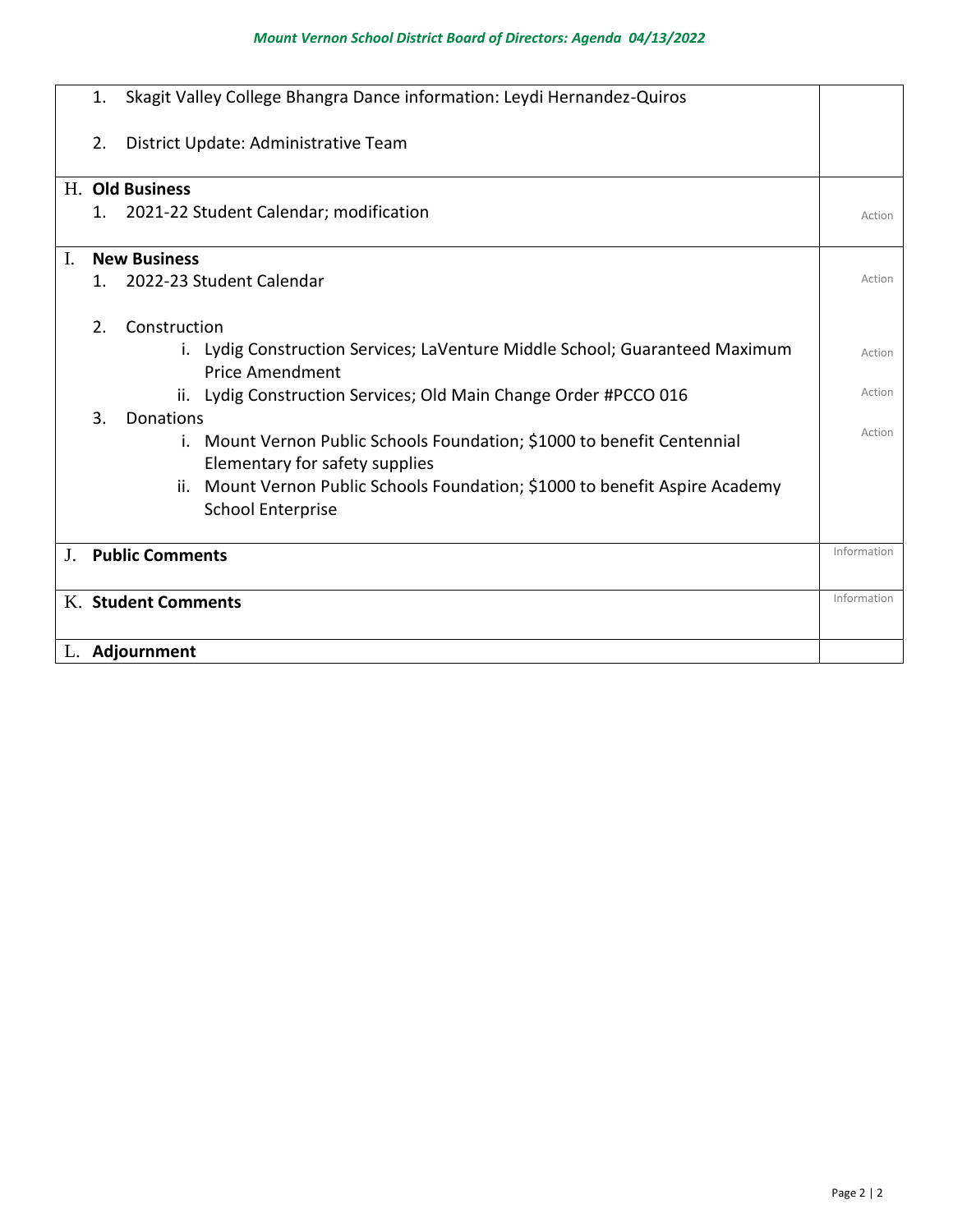| | |
|---|---|
| 1. Skagit Valley College Bhangra Dance information: Leydi Hernandez-Quiros<br><br>2. District Update: Administrative Team | |
| H. **Old Business**<br>1. 2021-22 Student Calendar; modification | Action |
| I. **New Business**<br>1. 2022-23 Student Calendar | Action |
| 2. Construction<br>i. Lydig Construction Services; LaVenture Middle School; Guaranteed Maximum Price Amendment | Action |
| ii. Lydig Construction Services; Old Main Change Order #PCCO 016 | Action |
| 3. Donations<br>i. Mount Vernon Public Schools Foundation; $1000 to benefit Centennial Elementary for safety supplies<br>ii. Mount Vernon Public Schools Foundation; $1000 to benefit Aspire Academy School Enterprise | Action |
| J. **Public Comments** | Information |
| K. **Student Comments** | Information |
| L. **Adjournment** | |